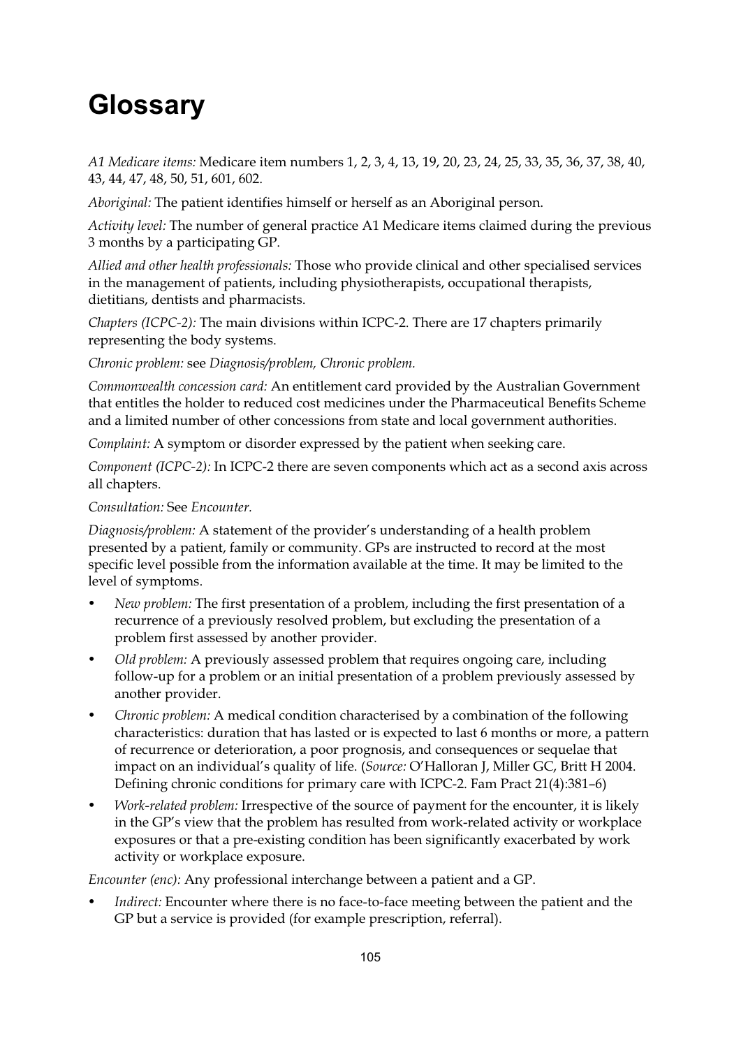# Glossary

*A1 Medicare items:* Medicare item numbers 1, 2, 3, 4, 13, 19, 20, 23, 24, 25, 33, 35, 36, 37, 38, 40, 43, 44, 47, 48, 50, 51, 601, 602.

*Aboriginal:* The patient identifies himself or herself as an Aboriginal person.

*Activity level:* The number of general practice A1 Medicare items claimed during the previous 3 months by a participating GP.

*Allied and other health professionals:* Those who provide clinical and other specialised services in the management of patients, including physiotherapists, occupational therapists, dietitians, dentists and pharmacists.

*Chapters (ICPC-2):* The main divisions within ICPC-2. There are 17 chapters primarily representing the body systems.

*Chronic problem:* see *Diagnosis/problem, Chronic problem.*

*Commonwealth concession card:* An entitlement card provided by the Australian Government that entitles the holder to reduced cost medicines under the Pharmaceutical Benefits Scheme and a limited number of other concessions from state and local government authorities.

*Complaint:* A symptom or disorder expressed by the patient when seeking care.

*Component (ICPC-2):* In ICPC-2 there are seven components which act as a second axis across all chapters.

*Consultation:* See *Encounter.*

*Diagnosis/problem:* A statement of the provider's understanding of a health problem presented by a patient, family or community. GPs are instructed to record at the most specific level possible from the information available at the time. It may be limited to the level of symptoms.

- *New problem:* The first presentation of a problem, including the first presentation of a recurrence of a previously resolved problem, but excluding the presentation of a problem first assessed by another provider.
- *Old problem:* A previously assessed problem that requires ongoing care, including follow-up for a problem or an initial presentation of a problem previously assessed by another provider.
- *Chronic problem:* A medical condition characterised by a combination of the following characteristics: duration that has lasted or is expected to last 6 months or more, a pattern of recurrence or deterioration, a poor prognosis, and consequences or sequelae that impact on an individual's quality of life. (*Source:* O'Halloran J, Miller GC, Britt H 2004. Defining chronic conditions for primary care with ICPC-2. Fam Pract 21(4):381–6)
- *Work-related problem:* Irrespective of the source of payment for the encounter, it is likely in the GP's view that the problem has resulted from work-related activity or workplace exposures or that a pre-existing condition has been significantly exacerbated by work activity or workplace exposure.

*Encounter (enc):* Any professional interchange between a patient and a GP.

- *Indirect:* Encounter where there is no face-to-face meeting between the patient and the GP but a service is provided (for example prescription, referral).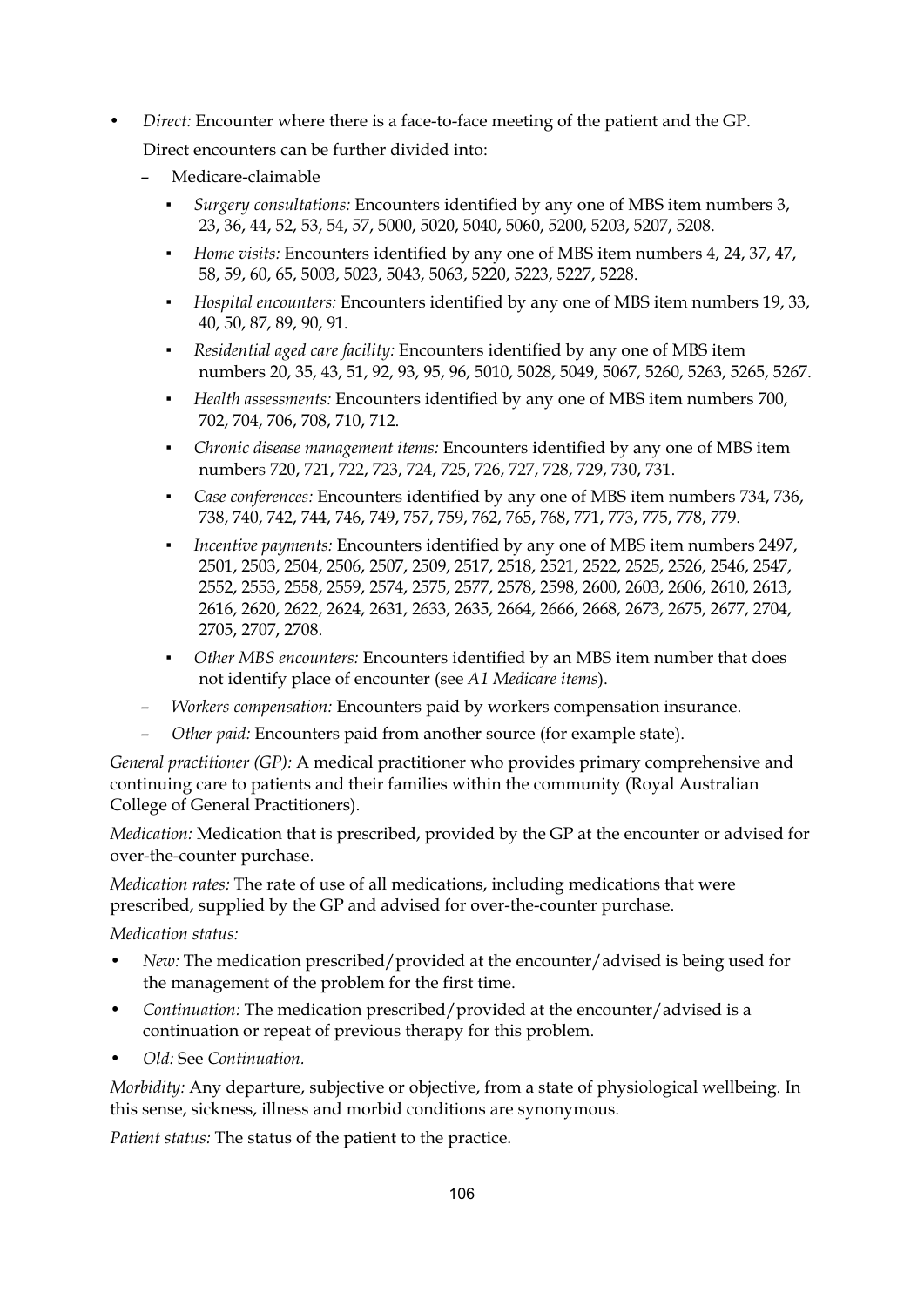- *Direct:* Encounter where there is a face-to-face meeting of the patient and the GP.

  Direct encounters can be further divided into:

  - Medicare-claimable
    - *Surgery consultations:* Encounters identified by any one of MBS item numbers 3, 23, 36, 44, 52, 53, 54, 57, 5000, 5020, 5040, 5060, 5200, 5203, 5207, 5208.
    - *Home visits:* Encounters identified by any one of MBS item numbers 4, 24, 37, 47, 58, 59, 60, 65, 5003, 5023, 5043, 5063, 5220, 5223, 5227, 5228.
    - *Hospital encounters:* Encounters identified by any one of MBS item numbers 19, 33, 40, 50, 87, 89, 90, 91.
    - *Residential aged care facility:* Encounters identified by any one of MBS item numbers 20, 35, 43, 51, 92, 93, 95, 96, 5010, 5028, 5049, 5067, 5260, 5263, 5265, 5267.
    - *Health assessments:* Encounters identified by any one of MBS item numbers 700, 702, 704, 706, 708, 710, 712.
    - *Chronic disease management items:* Encounters identified by any one of MBS item numbers 720, 721, 722, 723, 724, 725, 726, 727, 728, 729, 730, 731.
    - *Case conferences:* Encounters identified by any one of MBS item numbers 734, 736, 738, 740, 742, 744, 746, 749, 757, 759, 762, 765, 768, 771, 773, 775, 778, 779.
    - *Incentive payments:* Encounters identified by any one of MBS item numbers 2497, 2501, 2503, 2504, 2506, 2507, 2509, 2517, 2518, 2521, 2522, 2525, 2526, 2546, 2547, 2552, 2553, 2558, 2559, 2574, 2575, 2577, 2578, 2598, 2600, 2603, 2606, 2610, 2613, 2616, 2620, 2622, 2624, 2631, 2633, 2635, 2664, 2666, 2668, 2673, 2675, 2677, 2704, 2705, 2707, 2708.
    - *Other MBS encounters:* Encounters identified by an MBS item number that does not identify place of encounter (see *A1 Medicare items*).
  - *Workers compensation:* Encounters paid by workers compensation insurance.
  - *Other paid:* Encounters paid from another source (for example state).

*General practitioner (GP):* A medical practitioner who provides primary comprehensive and continuing care to patients and their families within the community (Royal Australian College of General Practitioners).

*Medication:* Medication that is prescribed, provided by the GP at the encounter or advised for over-the-counter purchase.

*Medication rates:* The rate of use of all medications, including medications that were prescribed, supplied by the GP and advised for over-the-counter purchase.

*Medication status:*

- *New:* The medication prescribed/provided at the encounter/advised is being used for the management of the problem for the first time.
- *Continuation:* The medication prescribed/provided at the encounter/advised is a continuation or repeat of previous therapy for this problem.
- *Old:* See *Continuation*.

*Morbidity:* Any departure, subjective or objective, from a state of physiological wellbeing. In this sense, sickness, illness and morbid conditions are synonymous.

*Patient status:* The status of the patient to the practice.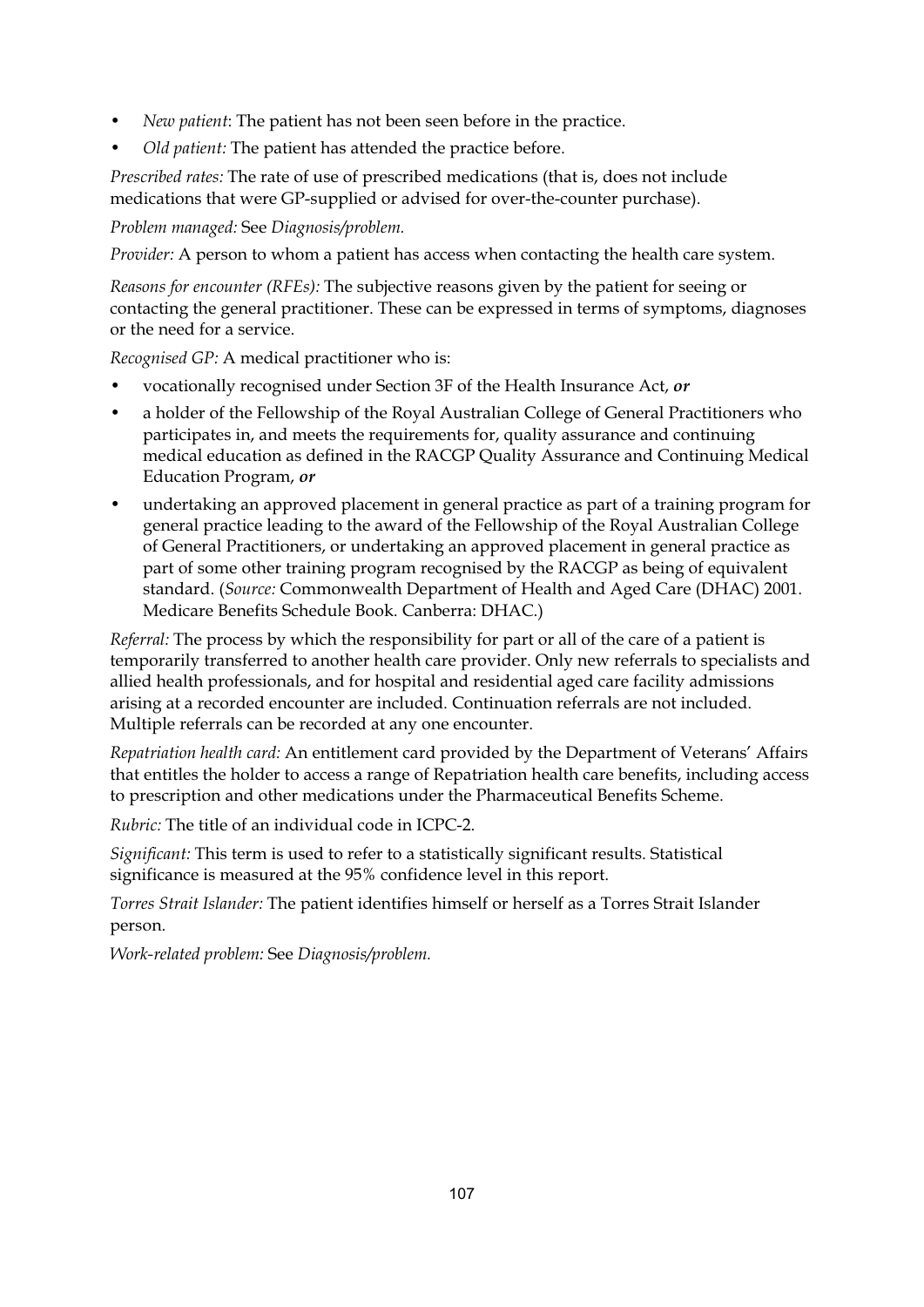- *New patient*: The patient has not been seen before in the practice.
- *Old patient:* The patient has attended the practice before.

*Prescribed rates:* The rate of use of prescribed medications (that is, does not include medications that were GP-supplied or advised for over-the-counter purchase).

*Problem managed:* See *Diagnosis/problem.*

*Provider:* A person to whom a patient has access when contacting the health care system.

*Reasons for encounter (RFEs):* The subjective reasons given by the patient for seeing or contacting the general practitioner. These can be expressed in terms of symptoms, diagnoses or the need for a service.

*Recognised GP:* A medical practitioner who is:

- vocationally recognised under Section 3F of the Health Insurance Act, ***or***
- a holder of the Fellowship of the Royal Australian College of General Practitioners who participates in, and meets the requirements for, quality assurance and continuing medical education as defined in the RACGP Quality Assurance and Continuing Medical Education Program, ***or***
- undertaking an approved placement in general practice as part of a training program for general practice leading to the award of the Fellowship of the Royal Australian College of General Practitioners, or undertaking an approved placement in general practice as part of some other training program recognised by the RACGP as being of equivalent standard. (*Source:* Commonwealth Department of Health and Aged Care (DHAC) 2001. Medicare Benefits Schedule Book. Canberra: DHAC.)

*Referral:* The process by which the responsibility for part or all of the care of a patient is temporarily transferred to another health care provider. Only new referrals to specialists and allied health professionals, and for hospital and residential aged care facility admissions arising at a recorded encounter are included. Continuation referrals are not included. Multiple referrals can be recorded at any one encounter.

*Repatriation health card:* An entitlement card provided by the Department of Veterans' Affairs that entitles the holder to access a range of Repatriation health care benefits, including access to prescription and other medications under the Pharmaceutical Benefits Scheme.

*Rubric:* The title of an individual code in ICPC-2.

*Significant:* This term is used to refer to a statistically significant results. Statistical significance is measured at the 95% confidence level in this report.

*Torres Strait Islander:* The patient identifies himself or herself as a Torres Strait Islander person.

*Work-related problem:* See *Diagnosis/problem.*